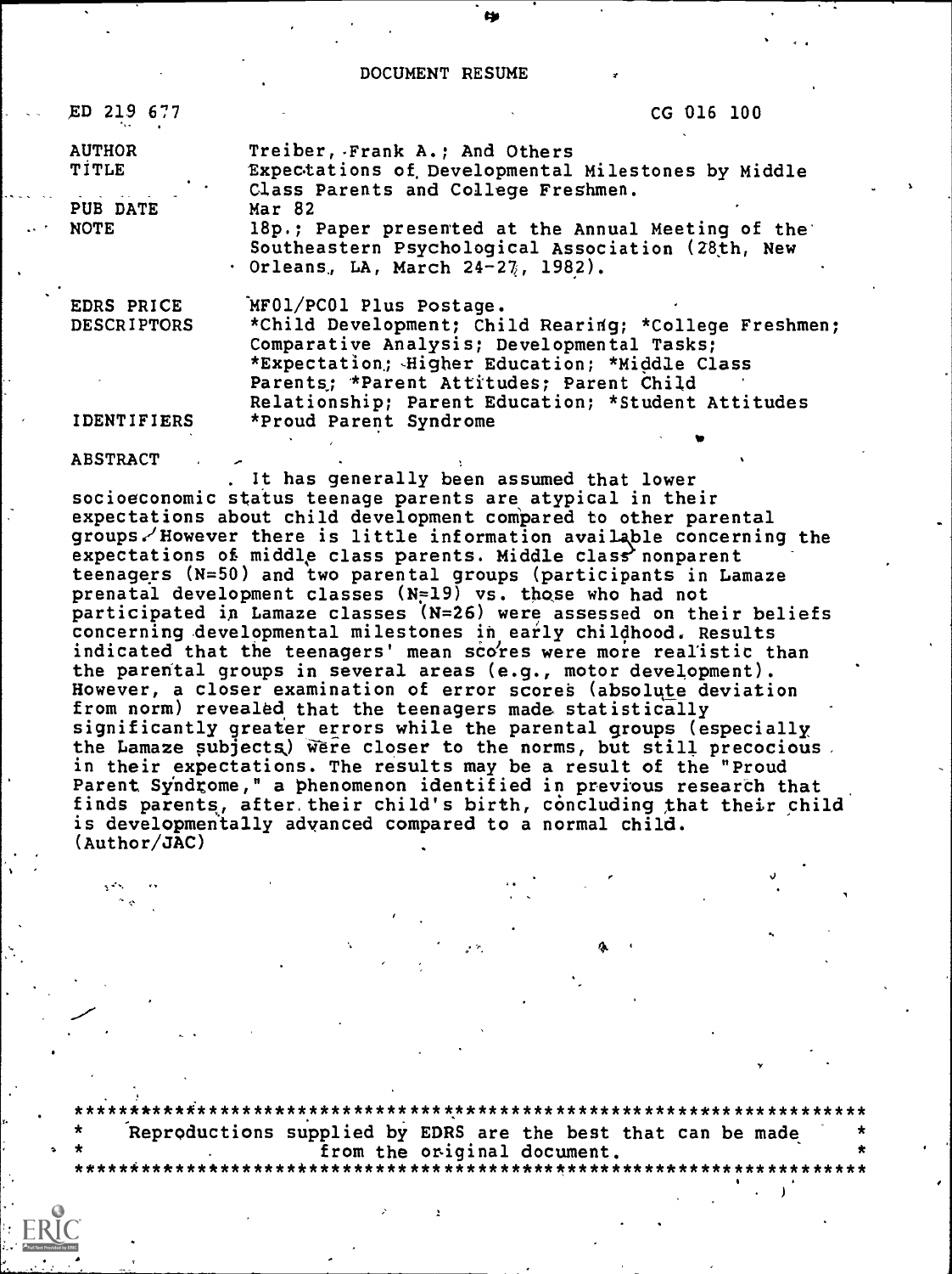# DOCUMENT RESUME

| | |
|---|---|
| ED 219 677 | CG 016 100 |
| AUTHOR | Treiber, Frank A.; And Others |
| TITLE | Expectations of Developmental Milestones by Middle Class Parents and College Freshmen. |
| PUB DATE | Mar 82 |
| NOTE | 18p.; Paper presented at the Annual Meeting of the Southeastern Psychological Association (28th, New Orleans, LA, March 24-27, 1982). |
| EDRS PRICE | MF01/PC01 Plus Postage. |
| DESCRIPTORS | *Child Development; Child Rearing; *College Freshmen; Comparative Analysis; Developmental Tasks; *Expectation; Higher Education; *Middle Class Parents; *Parent Attitudes; Parent Child Relationship; Parent Education; *Student Attitudes |
| IDENTIFIERS | *Proud Parent Syndrome |

## ABSTRACT

It has generally been assumed that lower socioeconomic status teenage parents are atypical in their expectations about child development compared to other parental groups. However there is little information available concerning the expectations of middle class parents. Middle class nonparent teenagers (N=50) and two parental groups (participants in Lamaze prenatal development classes (N=19) vs. those who had not participated in Lamaze classes (N=26) were assessed on their beliefs concerning developmental milestones in early childhood. Results indicated that the teenagers' mean scores were more realistic than the parental groups in several areas (e.g., motor development). However, a closer examination of error scores (absolute deviation from norm) revealed that the teenagers made statistically significantly greater errors while the parental groups (especially the Lamaze subjects) were closer to the norms, but still precocious in their expectations. The results may be a result of the "Proud Parent Syndrome," a phenomenon identified in previous research that finds parents, after their child's birth, concluding that their child is developmentally advanced compared to a normal child. (Author/JAC)

***********************************************************************
* Reproductions supplied by EDRS are the best that can be made *
* from the original document. *
***********************************************************************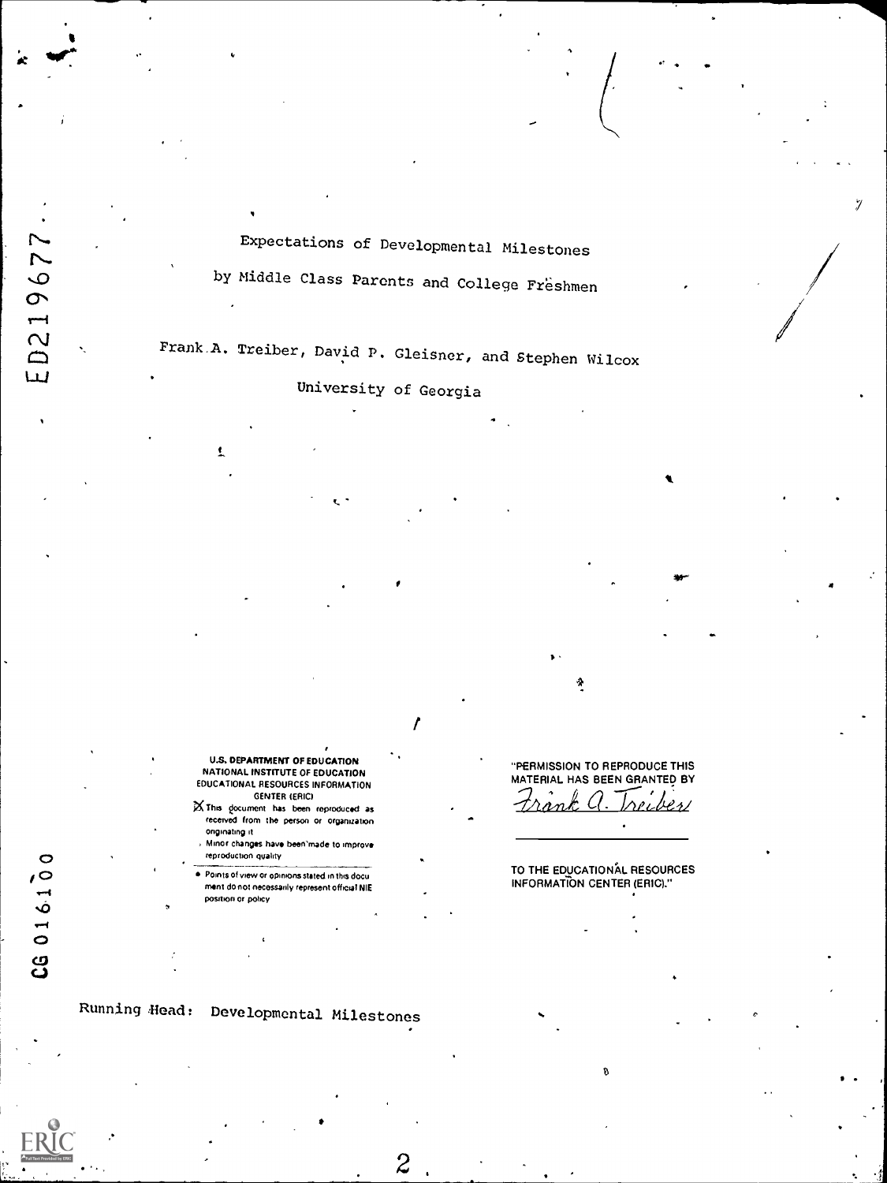ED219677

# Expectations of Developmental Milestones by Middle Class Parents and College Freshmen

Frank A. Treiber, David P. Gleisner, and Stephen Wilcox

University of Georgia

U.S. DEPARTMENT OF EDUCATION
NATIONAL INSTITUTE OF EDUCATION
EDUCATIONAL RESOURCES INFORMATION CENTER (ERIC)

- This document has been reproduced as received from the person or organization originating it
- Minor changes have been made to improve reproduction quality
- Points of view or opinions stated in this document do not necessarily represent official NIE position or policy

"PERMISSION TO REPRODUCE THIS MATERIAL HAS BEEN GRANTED BY

Frank A. Treiber

TO THE EDUCATIONAL RESOURCES INFORMATION CENTER (ERIC)."

CG 016100

Running Head: Developmental Milestones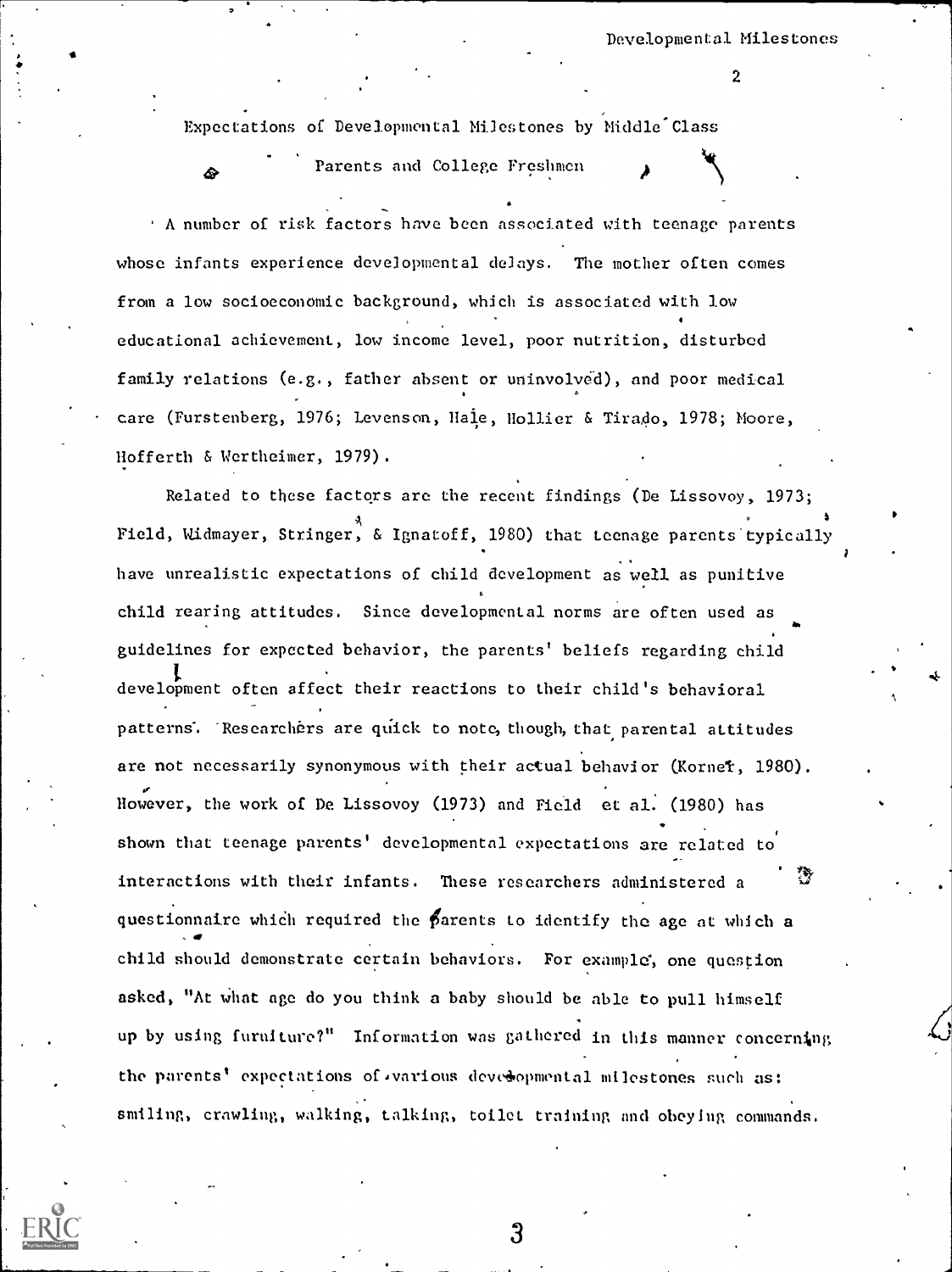# Expectations of Developmental Milestones by Middle Class Parents and College Freshmen

A number of risk factors have been associated with teenage parents whose infants experience developmental delays. The mother often comes from a low socioeconomic background, which is associated with low educational achievement, low income level, poor nutrition, disturbed family relations (e.g., father absent or uninvolved), and poor medical care (Furstenberg, 1976; Levenson, Hale, Hollier & Tirado, 1978; Moore, Hofferth & Wertheimer, 1979).

Related to these factors are the recent findings (De Lissovoy, 1973; Field, Widmayer, Stringer, & Ignatoff, 1980) that teenage parents typically have unrealistic expectations of child development as well as punitive child rearing attitudes. Since developmental norms are often used as guidelines for expected behavior, the parents' beliefs regarding child development often affect their reactions to their child's behavioral patterns. Researchers are quick to note, though, that parental attitudes are not necessarily synonymous with their actual behavior (Korner, 1980). However, the work of De Lissovoy (1973) and Field et al. (1980) has shown that teenage parents' developmental expectations are related to interactions with their infants. These researchers administered a questionnaire which required the parents to identify the age at which a child should demonstrate certain behaviors. For example, one question asked, "At what age do you think a baby should be able to pull himself up by using furniture?" Information was gathered in this manner concerning the parents' expectations of various developmental milestones such as: smiling, crawling, walking, talking, toilet training and obeying commands.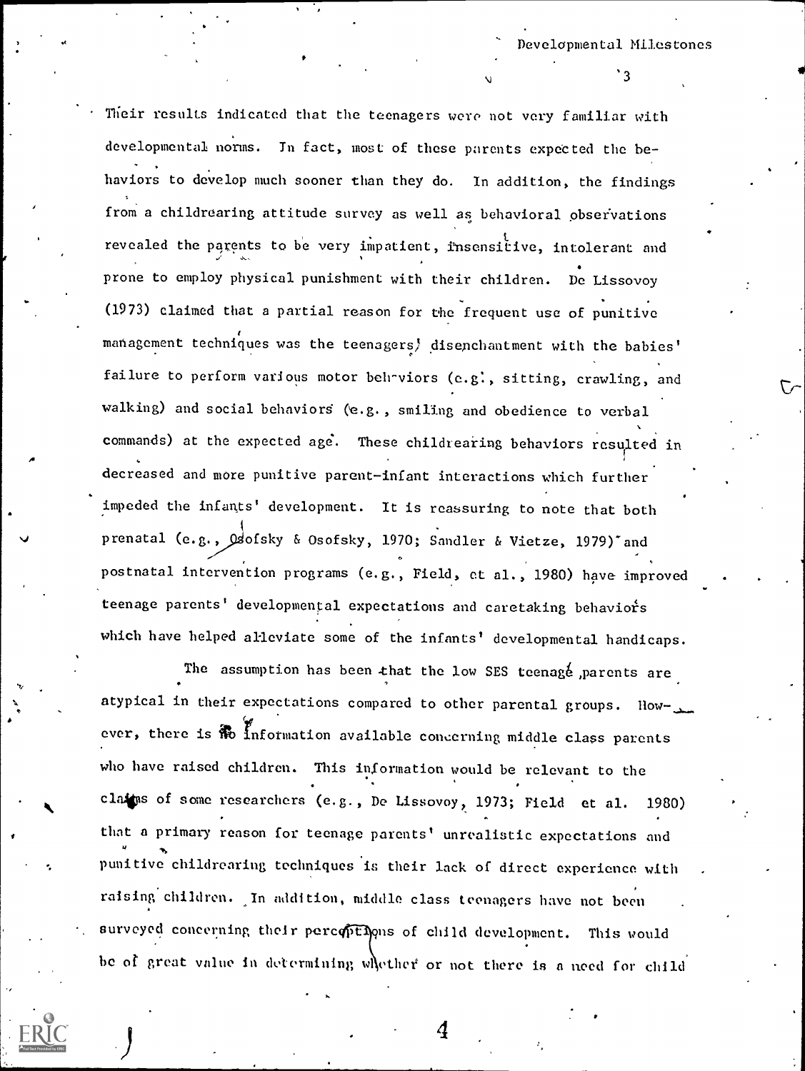Their results indicated that the teenagers were not very familiar with developmental norms. In fact, most of these parents expected the behaviors to develop much sooner than they do. In addition, the findings from a childrearing attitude survey as well as behavioral observations revealed the parents to be very impatient, insensitive, intolerant and prone to employ physical punishment with their children. De Lissovoy (1973) claimed that a partial reason for the frequent use of punitive management techniques was the teenagers' disenchantment with the babies' failure to perform various motor behaviors (e.g., sitting, crawling, and walking) and social behaviors (e.g., smiling and obedience to verbal commands) at the expected age. These childrearing behaviors resulted in decreased and more punitive parent-infant interactions which further impeded the infants' development. It is reassuring to note that both prenatal (e.g., Osofsky & Osofsky, 1970; Sandler & Vietze, 1979) and postnatal intervention programs (e.g., Field, et al., 1980) have improved teenage parents' developmental expectations and caretaking behaviors which have helped alleviate some of the infants' developmental handicaps.

The assumption has been that the low SES teenage parents are atypical in their expectations compared to other parental groups. However, there is no information available concerning middle class parents who have raised children. This information would be relevant to the claims of some researchers (e.g., De Lissovoy, 1973; Field et al. 1980) that a primary reason for teenage parents' unrealistic expectations and punitive childrearing techniques is their lack of direct experience with raising children. In addition, middle class teenagers have not been surveyed concerning their perceptions of child development. This would be of great value in determining whether or not there is a need for child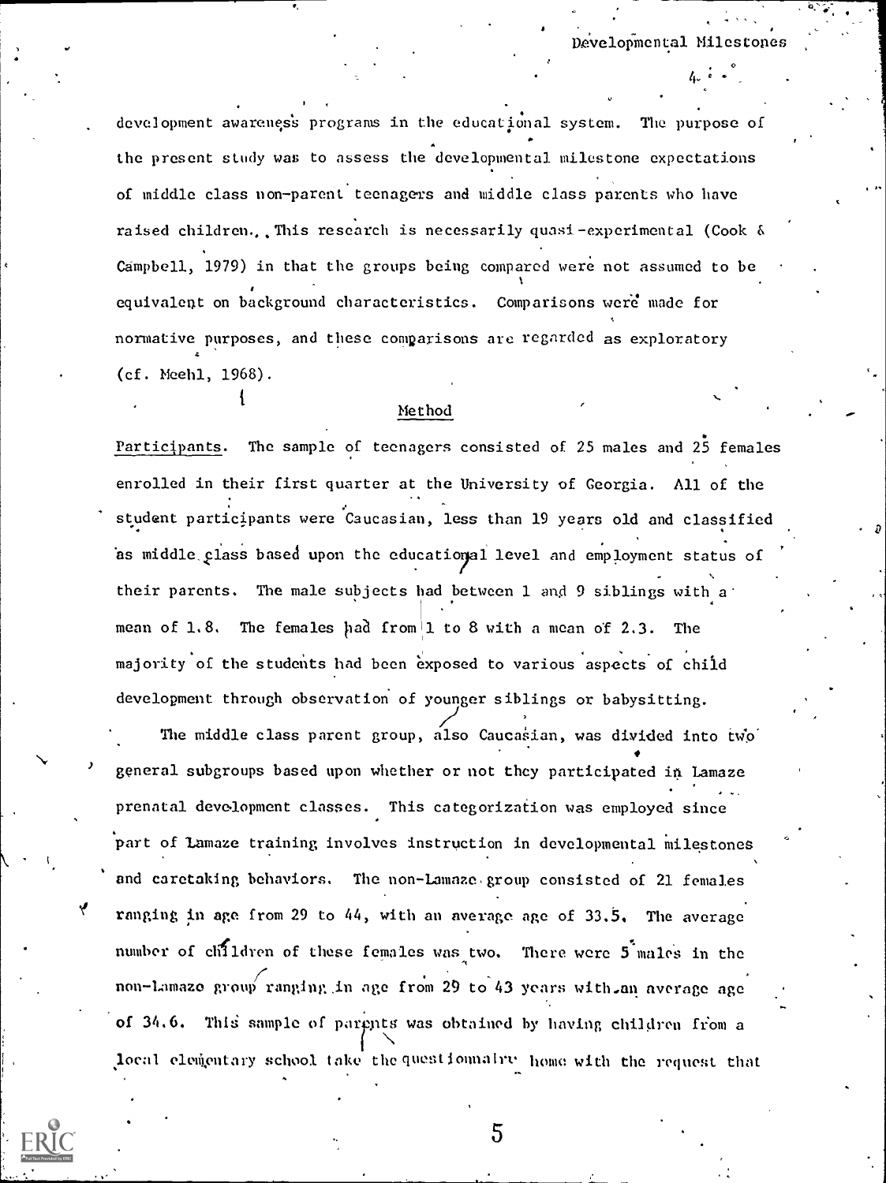development awareness programs in the educational system. The purpose of the present study was to assess the developmental milestone expectations of middle class non-parent teenagers and middle class parents who have raised children. This research is necessarily quasi-experimental (Cook & Campbell, 1979) in that the groups being compared were not assumed to be equivalent on background characteristics. Comparisons were made for normative purposes, and these comparisons are regarded as exploratory (cf. Meehl, 1968).

## Method

Participants. The sample of teenagers consisted of 25 males and 25 females enrolled in their first quarter at the University of Georgia. All of the student participants were Caucasian, less than 19 years old and classified as middle class based upon the educational level and employment status of their parents. The male subjects had between 1 and 9 siblings with a mean of 1.8. The females had from 1 to 8 with a mean of 2.3. The majority of the students had been exposed to various aspects of child development through observation of younger siblings or babysitting.

The middle class parent group, also Caucasian, was divided into two general subgroups based upon whether or not they participated in Lamaze prenatal development classes. This categorization was employed since part of Lamaze training involves instruction in developmental milestones and caretaking behaviors. The non-Lamaze group consisted of 21 females ranging in age from 29 to 44, with an average age of 33.5. The average number of children of these females was two. There were 5 males in the non-Lamaze group ranging in age from 29 to 43 years with an average age of 34.6. This sample of parents was obtained by having children from a local elementary school take the questionnaire home with the request that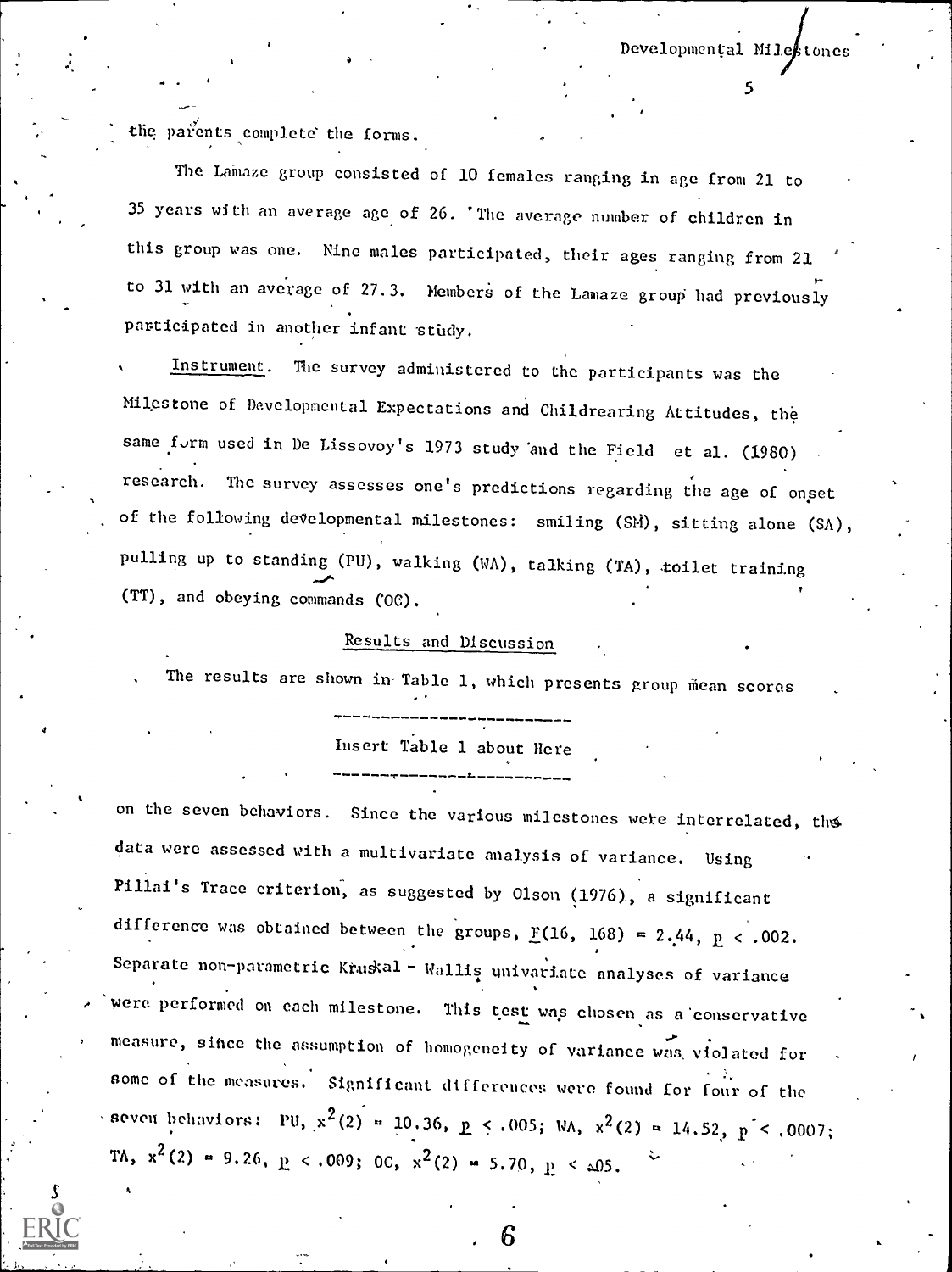the parents complete the forms.

The Lamaze group consisted of 10 females ranging in age from 21 to 35 years with an average age of 26. The average number of children in this group was one. Nine males participated, their ages ranging from 21 to 31 with an average of 27.3. Members of the Lamaze group had previously participated in another infant study.

*Instrument*. The survey administered to the participants was the Milestone of Developmental Expectations and Childrearing Attitudes, the same form used in De Lissovoy's 1973 study and the Field et al. (1980) research. The survey assesses one's predictions regarding the age of onset of the following developmental milestones: smiling (SM), sitting alone (SA), pulling up to standing (PU), walking (WA), talking (TA), toilet training (TT), and obeying commands (OC).

## Results and Discussion

The results are shown in Table 1, which presents group mean scores

---

Insert Table 1 about Here

---

on the seven behaviors. Since the various milestones were interrelated, the data were assessed with a multivariate analysis of variance. Using Pillai's Trace criterion, as suggested by Olson (1976), a significant difference was obtained between the groups, $F(16, 168) = 2.44$, $p < .002$. Separate non-parametric Kruskal - Wallis univariate analyses of variance were performed on each milestone. This test was chosen as a conservative measure, since the assumption of homogeneity of variance was violated for some of the measures. Significant differences were found for four of the seven behaviors: PU, $x^2(2) = 10.36$, $p < .005$; WA, $x^2(2) = 14.52$, $p < .0007$; TA, $x^2(2) = 9.26$, $p < .009$; OC, $x^2(2) = 5.70$, $p < .05$.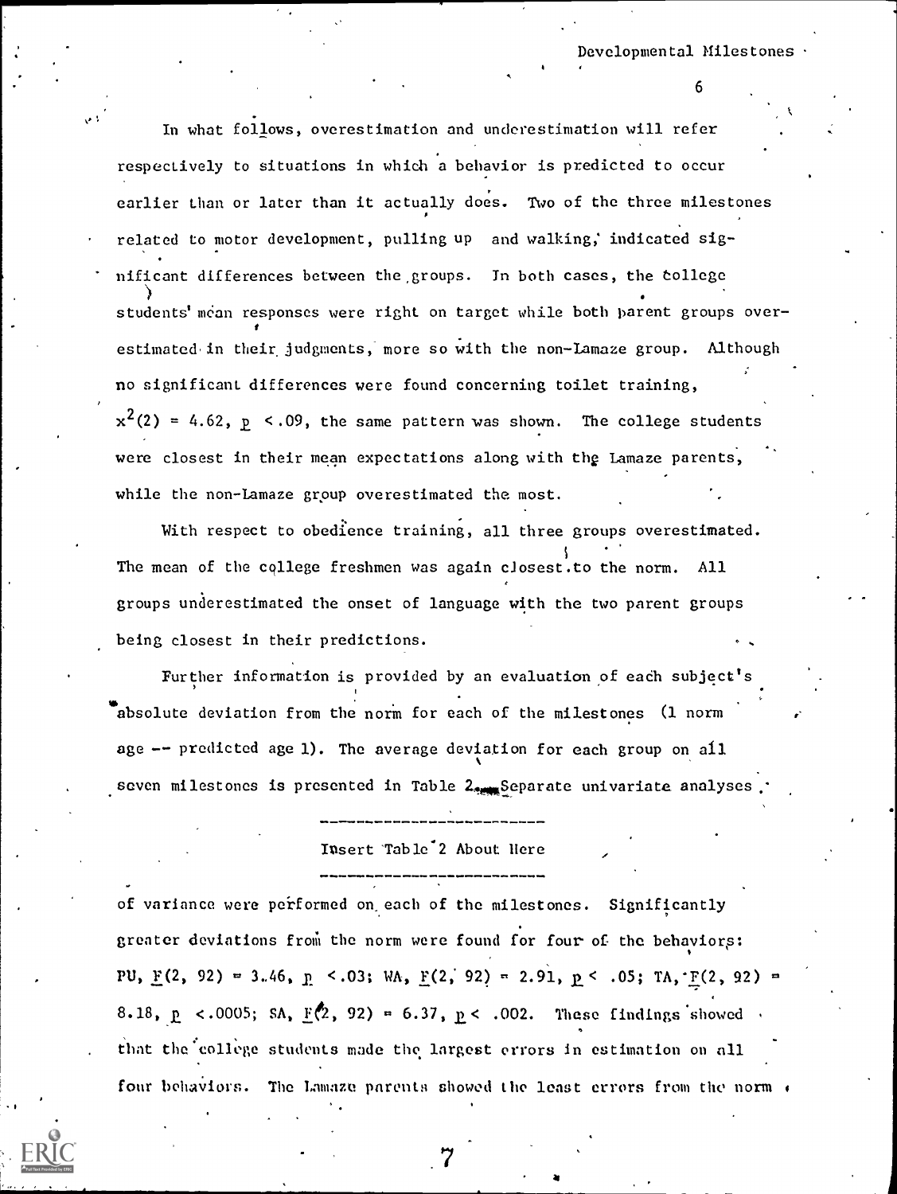In what follows, overestimation and underestimation will refer respectively to situations in which a behavior is predicted to occur earlier than or later than it actually does. Two of the three milestones related to motor development, pulling up and walking, indicated significant differences between the groups. In both cases, the college students' mean responses were right on target while both parent groups overestimated in their judgments, more so with the non-Lamaze group. Although no significant differences were found concerning toilet training, $x^2(2) = 4.62$, $p < .09$, the same pattern was shown. The college students were closest in their mean expectations along with the Lamaze parents, while the non-Lamaze group overestimated the most.

With respect to obedience training, all three groups overestimated. The mean of the college freshmen was again closest to the norm. All groups underestimated the onset of language with the two parent groups being closest in their predictions.

Further information is provided by an evaluation of each subject's absolute deviation from the norm for each of the milestones (| norm age -- predicted age |). The average deviation for each group on all seven milestones is presented in Table 2. Separate univariate analyses

---

Insert Table 2 About Here

---

of variance were performed on each of the milestones. Significantly greater deviations from the norm were found for four of the behaviors: PU, $F(2, 92) = 3.46$, $p < .03$; WA, $F(2, 92) = 2.91$, $p < .05$; TA, $F(2, 92) = 8.18$, $p < .0005$; SA, $F(2, 92) = 6.37$, $p < .002$. These findings showed that the college students made the largest errors in estimation on all four behaviors. The Lamaze parents showed the least errors from the norm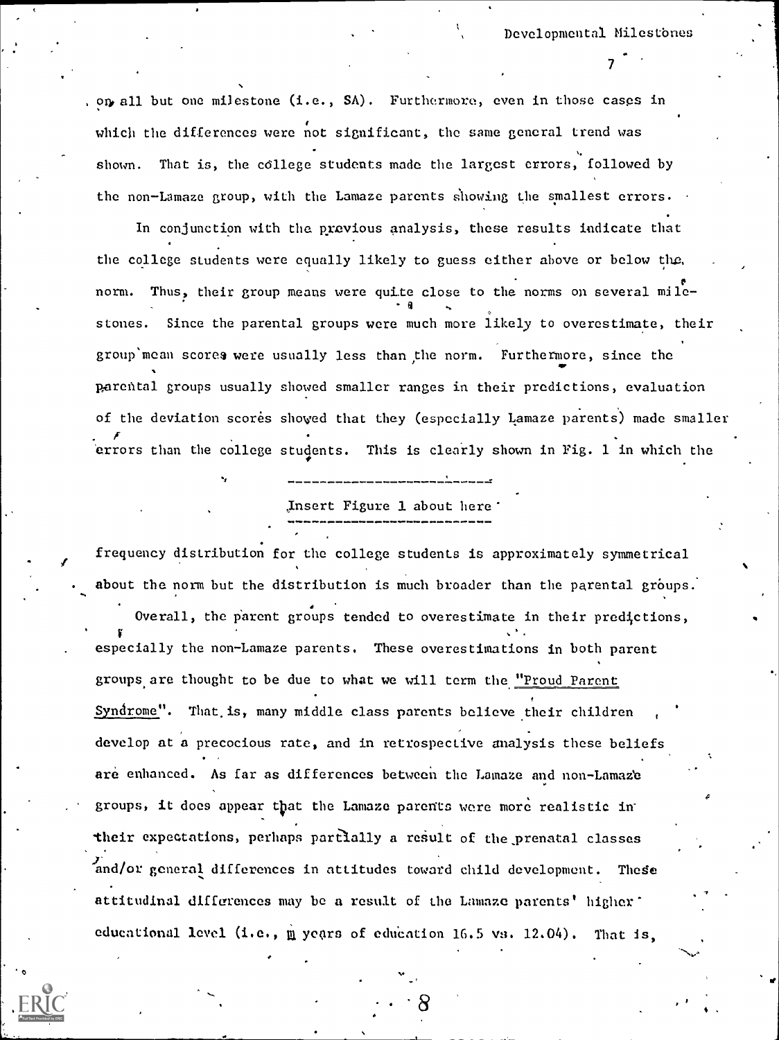on all but one milestone (i.e., SA). Furthermore, even in those cases in which the differences were not significant, the same general trend was shown. That is, the college students made the largest errors, followed by the non-Lamaze group, with the Lamaze parents showing the smallest errors.

In conjunction with the previous analysis, these results indicate that the college students were equally likely to guess either above or below the norm. Thus, their group means were quite close to the norms on several milestones. Since the parental groups were much more likely to overestimate, their group mean scores were usually less than the norm. Furthermore, since the parental groups usually showed smaller ranges in their predictions, evaluation of the deviation scores showed that they (especially Lamaze parents) made smaller errors than the college students. This is clearly shown in Fig. 1 in which the

---

Insert Figure 1 about here

---

frequency distribution for the college students is approximately symmetrical about the norm but the distribution is much broader than the parental groups.

Overall, the parent groups tended to overestimate in their predictions, especially the non-Lamaze parents. These overestimations in both parent groups are thought to be due to what we will term the "Proud Parent Syndrome". That is, many middle class parents believe their children develop at a precocious rate, and in retrospective analysis these beliefs are enhanced. As far as differences between the Lamaze and non-Lamaze groups, it does appear that the Lamaze parents were more realistic in their expectations, perhaps partially a result of the prenatal classes and/or general differences in attitudes toward child development. These attitudinal differences may be a result of the Lamaze parents' higher educational level (i.e., m years of education 16.5 vs. 12.04). That is,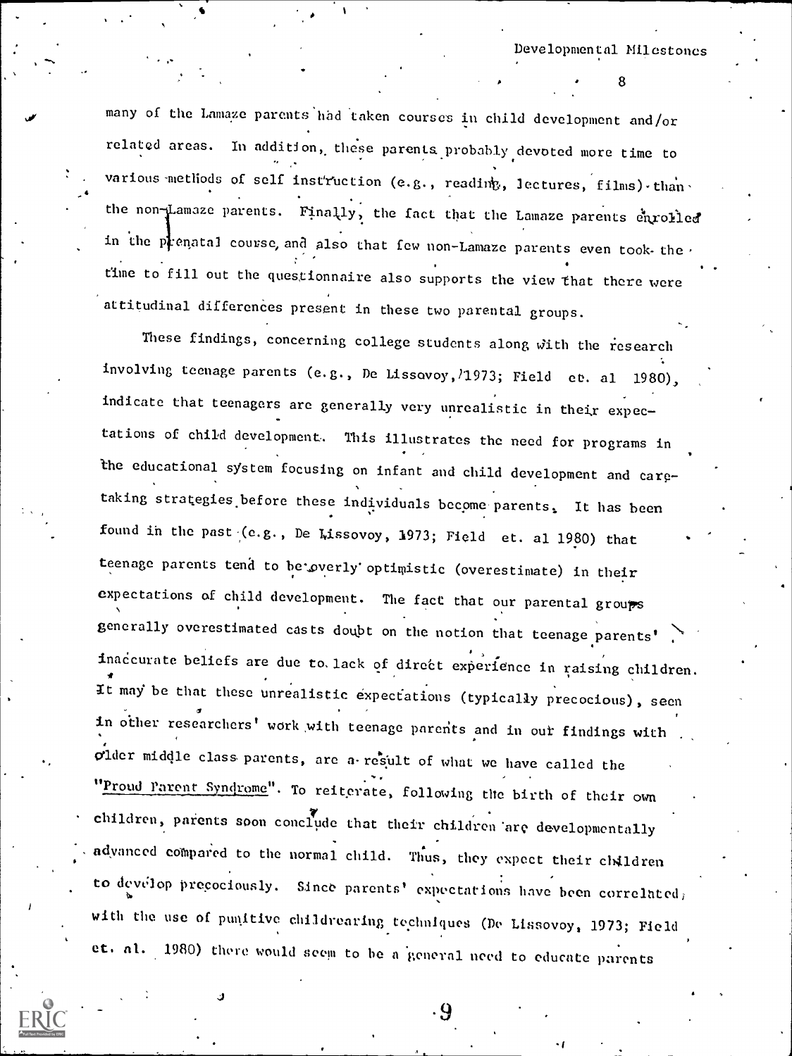many of the Lamaze parents had taken courses in child development and/or related areas. In addition, these parents probably devoted more time to various methods of self instruction (e.g., reading, lectures, films) than the non-Lamaze parents. Finally, the fact that the Lamaze parents enrolled in the prenatal course, and also that few non-Lamaze parents even took the time to fill out the questionnaire also supports the view that there were attitudinal differences present in these two parental groups.

These findings, concerning college students along with the research involving teenage parents (e.g., De Lissovoy, 1973; Field et. al 1980), indicate that teenagers are generally very unrealistic in their expectations of child development. This illustrates the need for programs in the educational system focusing on infant and child development and caretaking strategies before these individuals become parents. It has been found in the past (e.g., De Lissovoy, 1973; Field et. al 1980) that teenage parents tend to be overly optimistic (overestimate) in their expectations of child development. The fact that our parental groups generally overestimated casts doubt on the notion that teenage parents' inaccurate beliefs are due to lack of direct experience in raising children. It may be that these unrealistic expectations (typically precocious), seen in other researchers' work with teenage parents and in our findings with older middle class parents, are a result of what we have called the "Proud Parent Syndrome". To reiterate, following the birth of their own children, parents soon conclude that their children are developmentally advanced compared to the normal child. Thus, they expect their children to develop precociously. Since parents' expectations have been correlated with the use of punitive childrearing techniques (De Lissovoy, 1973; Field et. al. 1980) there would seem to be a general need to educate parents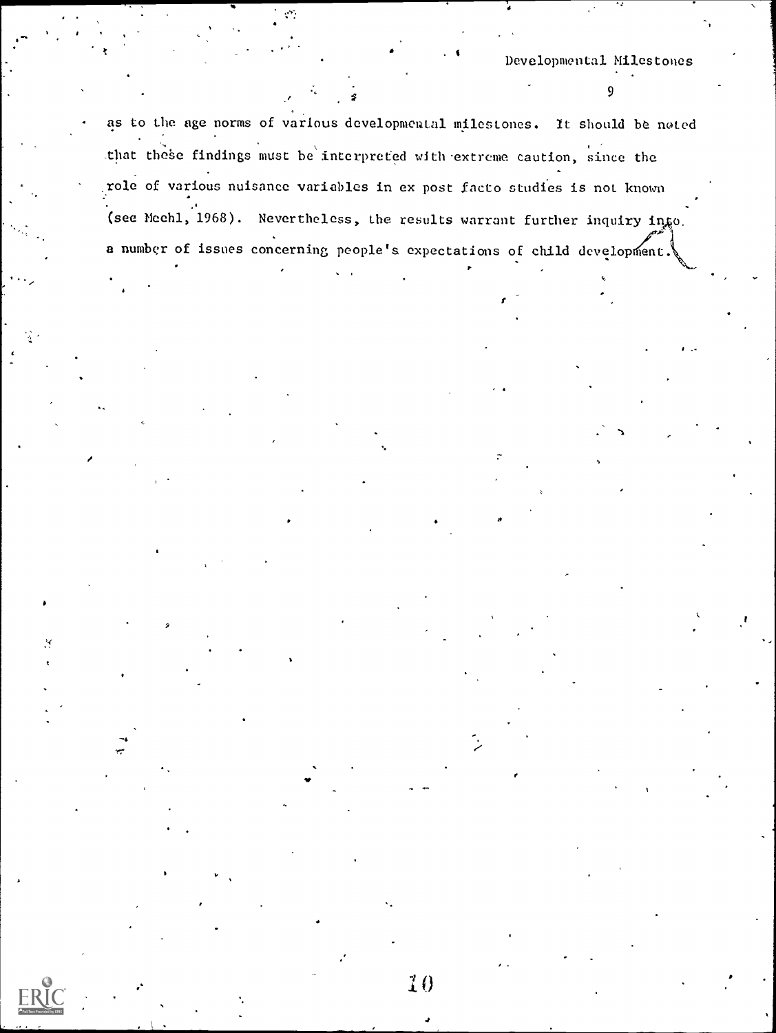as to the age norms of various developmental milestones. It should be noted that these findings must be interpreted with extreme caution, since the role of various nuisance variables in ex post facto studies is not known (see Meehl, 1968). Nevertheless, the results warrant further inquiry into a number of issues concerning people's expectations of child development.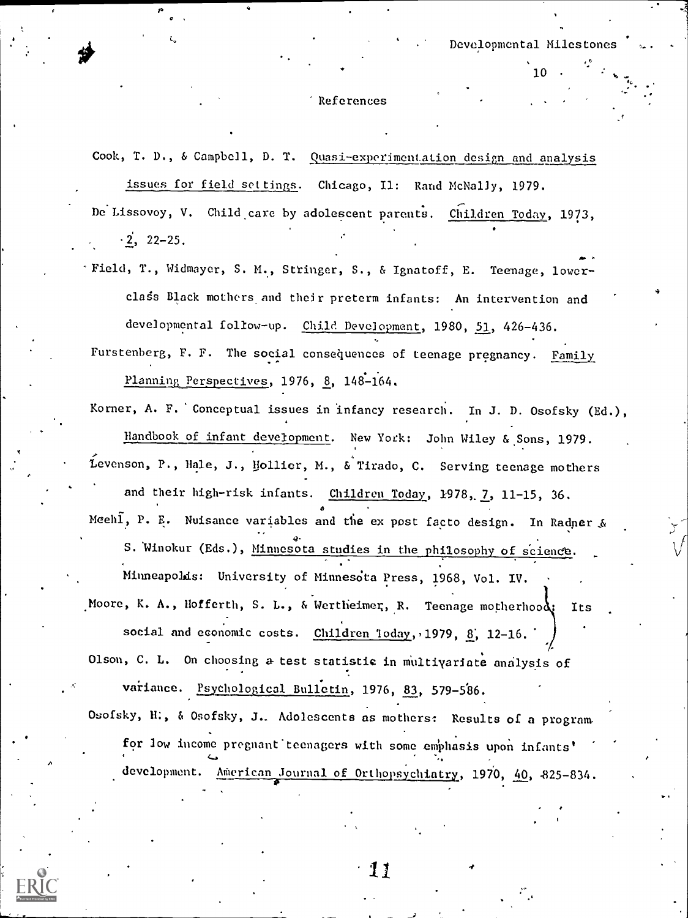# References

Cook, T. D., & Campbell, D. T. Quasi-experimentation design and analysis issues for field settings. Chicago, Il: Rand McNally, 1979.

De Lissovoy, V. Child care by adolescent parents. Children Today, 1973, 2, 22-25.

Field, T., Widmayer, S. M., Stringer, S., & Ignatoff, E. Teenage, lower-class Black mothers and their preterm infants: An intervention and developmental follow-up. Child Development, 1980, 51, 426-436.

Furstenberg, F. F. The social consequences of teenage pregnancy. Family Planning Perspectives, 1976, 8, 148-164.

Korner, A. F. Conceptual issues in infancy research. In J. D. Osofsky (Ed.), Handbook of infant development. New York: John Wiley & Sons, 1979.

Levenson, P., Hale, J., Hollier, M., & Tirado, C. Serving teenage mothers and their high-risk infants. Children Today, 1978, 7, 11-15, 36.

Meehl, P. E. Nuisance variables and the ex post facto design. In Radner & S. Winokur (Eds.), Minnesota studies in the philosophy of science. Minneapolis: University of Minnesota Press, 1968, Vol. IV.

Moore, K. A., Hofferth, S. L., & Wertheimer, R. Teenage motherhood: Its social and economic costs. Children Today, 1979, 8, 12-16.

Olson, C. L. On choosing a test statistic in multivariate analysis of variance. Psychological Bulletin, 1976, 83, 579-586.

Osofsky, H., & Osofsky, J. Adolescents as mothers: Results of a program for low income pregnant teenagers with some emphasis upon infants' development. American Journal of Orthopsychiatry, 1970, 40, 825-834.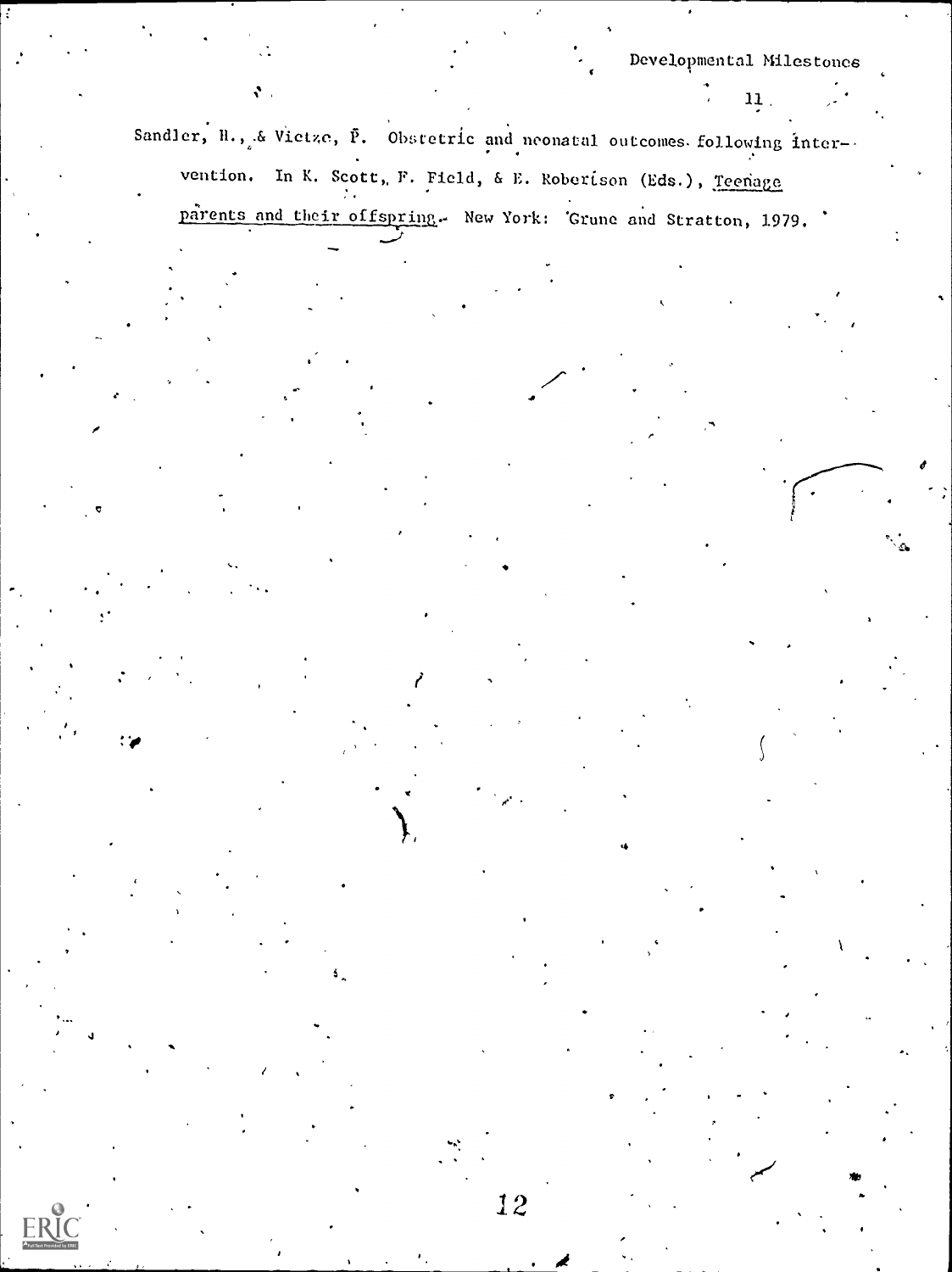Sandler, H., & Vietze, P. Obstetric and neonatal outcomes following intervention. In K. Scott, F. Field, & E. Robertson (Eds.), _Teenage parents and their offspring_. New York: Grune and Stratton, 1979.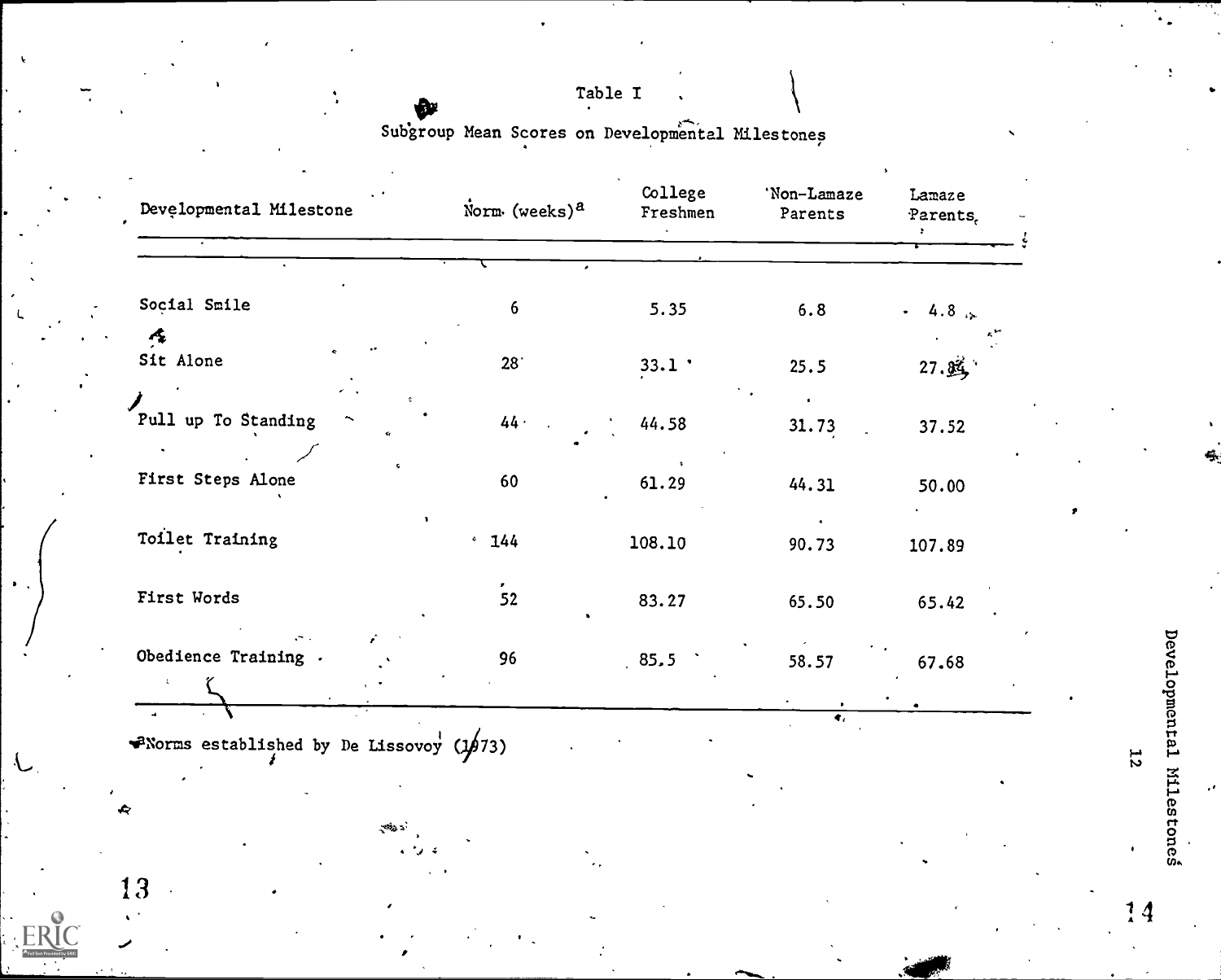Table I

Subgroup Mean Scores on Developmental Milestones

| Developmental Milestone | Norm (weeks)[a] | College Freshmen | Non-Lamaze Parents | Lamaze Parents |
|---|---|---|---|---|
| Social Smile | 6 | 5.35 | 6.8 | 4.8 |
| Sit Alone | 28 | 33.1 | 25.5 | 27.8 |
| Pull up To Standing | 44 | 44.58 | 31.73 | 37.52 |
| First Steps Alone | 60 | 61.29 | 44.31 | 50.00 |
| Toilet Training | 144 | 108.10 | 90.73 | 107.89 |
| First Words | 52 | 83.27 | 65.50 | 65.42 |
| Obedience Training | 96 | 85.5 | 58.57 | 67.68 |

[a]Norms established by De Lissovoy (1973)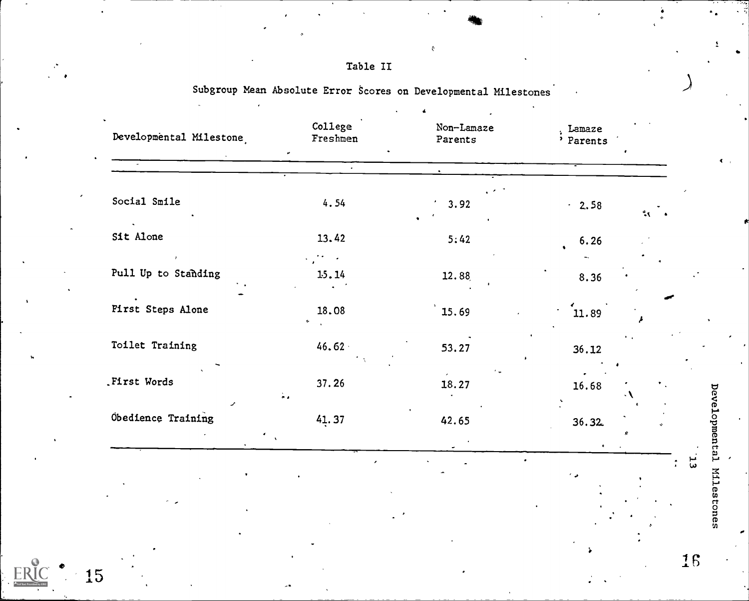Table II

Subgroup Mean Absolute Error Scores on Developmental Milestones

| Developmental Milestone | College Freshmen | Non-Lamaze Parents | Lamaze Parents |
|---|---|---|---|
| Social Smile | 4.54 | 3.92 | 2.58 |
| Sit Alone | 13.42 | 5.42 | 6.26 |
| Pull Up to Standing | 15.14 | 12.88 | 8.36 |
| First Steps Alone | 18.08 | 15.69 | 11.89 |
| Toilet Training | 46.62 | 53.27 | 36.12 |
| First Words | 37.26 | 18.27 | 16.68 |
| Obedience Training | 41.37 | 42.65 | 36.32 |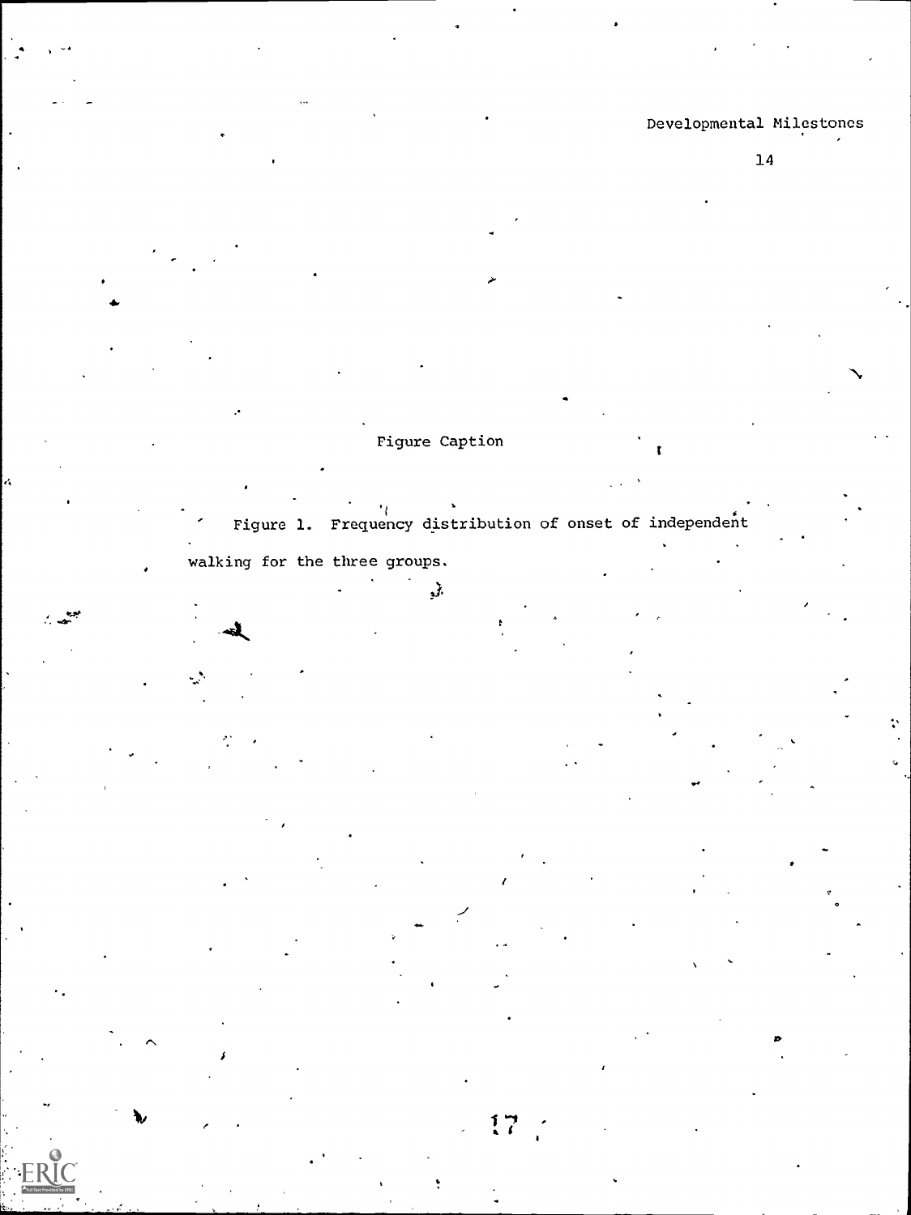Figure Caption

Figure 1. Frequency distribution of onset of independent walking for the three groups.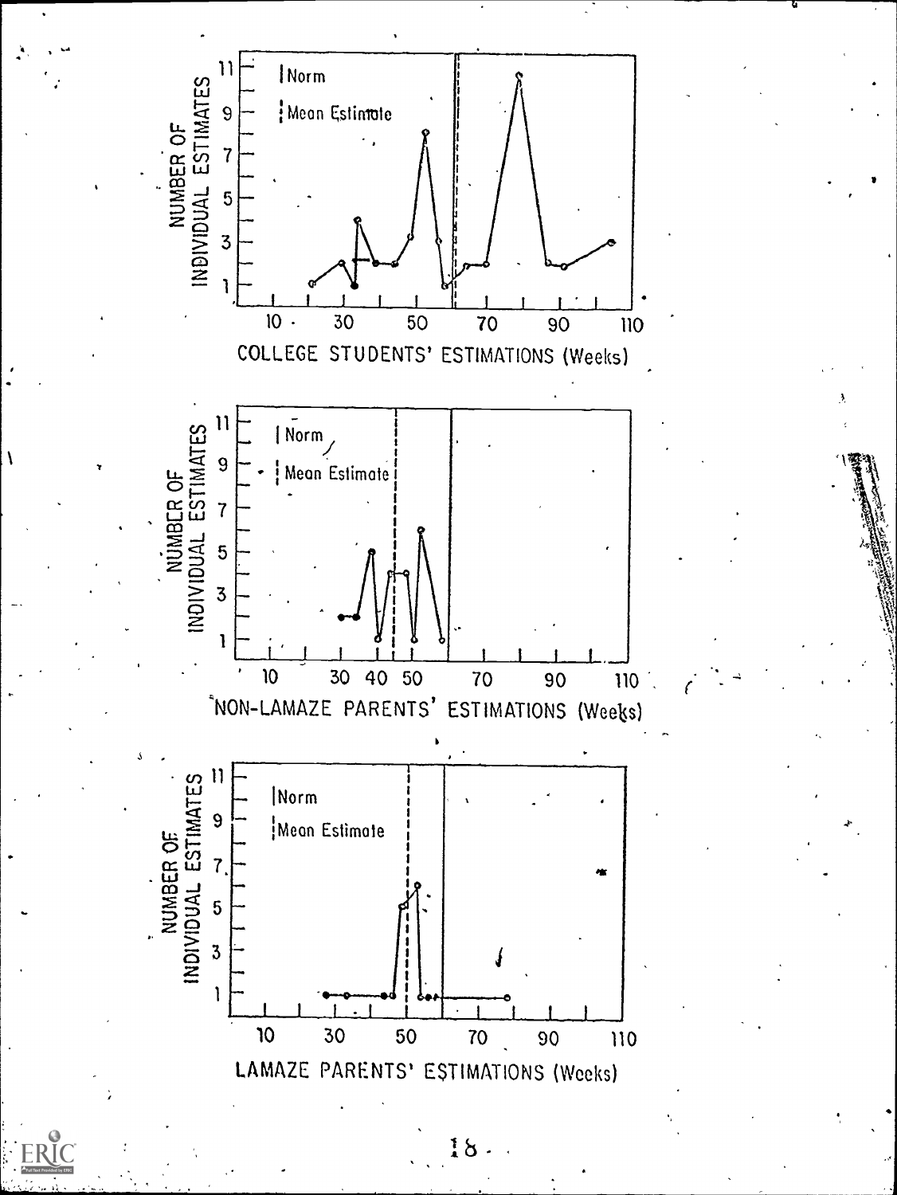NUMBER OF INDIVIDUAL ESTIMATES

| Norm

¦ Mean Estimate

11
9
7
5
3
1

10 30 50 70 90 110

COLLEGE STUDENTS' ESTIMATIONS (Weeks)

NUMBER OF INDIVIDUAL ESTIMATES

| Norm

¦ Mean Estimate

11
9
7
5
3
1

10 30 40 50 70 90 110

NON-LAMAZE PARENTS' ESTIMATIONS (Weeks)

NUMBER OF INDIVIDUAL ESTIMATES

| Norm

¦ Mean Estimate

11
9
7
5
3
1

10 30 50 70 90 110

LAMAZE PARENTS' ESTIMATIONS (Weeks)